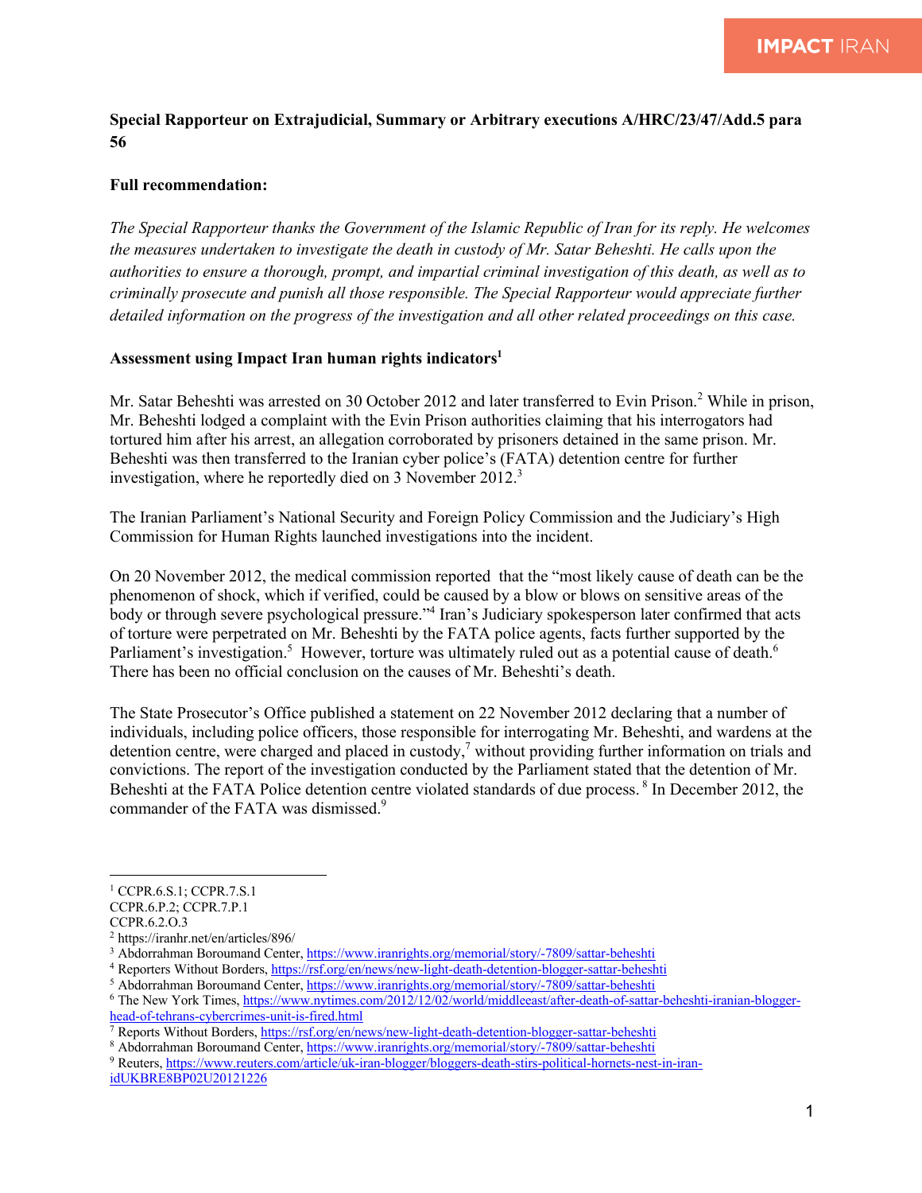**Special Rapporteur on Extrajudicial, Summary or Arbitrary executions A/HRC/23/47/Add.5 para 56**

**Full recommendation:**

*The Special Rapporteur thanks the Government of the Islamic Republic of Iran for its reply. He welcomes the measures undertaken to investigate the death in custody of Mr. Satar Beheshti. He calls upon the authorities to ensure a thorough, prompt, and impartial criminal investigation of this death, as well as to criminally prosecute and punish all those responsible. The Special Rapporteur would appreciate further detailed information on the progress of the investigation and all other related proceedings on this case.*

**Assessment using Impact Iran human rights indicators**[1]

Mr. Satar Beheshti was arrested on 30 October 2012 and later transferred to Evin Prison.[2] While in prison, Mr. Beheshti lodged a complaint with the Evin Prison authorities claiming that his interrogators had tortured him after his arrest, an allegation corroborated by prisoners detained in the same prison. Mr. Beheshti was then transferred to the Iranian cyber police's (FATA) detention centre for further investigation, where he reportedly died on 3 November 2012.[3]

The Iranian Parliament's National Security and Foreign Policy Commission and the Judiciary's High Commission for Human Rights launched investigations into the incident.

On 20 November 2012, the medical commission reported that the "most likely cause of death can be the phenomenon of shock, which if verified, could be caused by a blow or blows on sensitive areas of the body or through severe psychological pressure."[4] Iran's Judiciary spokesperson later confirmed that acts of torture were perpetrated on Mr. Beheshti by the FATA police agents, facts further supported by the Parliament's investigation.[5] However, torture was ultimately ruled out as a potential cause of death.[6] There has been no official conclusion on the causes of Mr. Beheshti's death.

The State Prosecutor's Office published a statement on 22 November 2012 declaring that a number of individuals, including police officers, those responsible for interrogating Mr. Beheshti, and wardens at the detention centre, were charged and placed in custody,[7] without providing further information on trials and convictions. The report of the investigation conducted by the Parliament stated that the detention of Mr. Beheshti at the FATA Police detention centre violated standards of due process.[8] In December 2012, the commander of the FATA was dismissed.[9]

---

[1] CCPR.6.S.1; CCPR.7.S.1
CCPR.6.P.2; CCPR.7.P.1
CCPR.6.2.O.3

[2] https://iranhr.net/en/articles/896/

[3] Abdorrahman Boroumand Center, https://www.iranrights.org/memorial/story/-7809/sattar-beheshti

[4] Reporters Without Borders, https://rsf.org/en/news/new-light-death-detention-blogger-sattar-beheshti

[5] Abdorrahman Boroumand Center, https://www.iranrights.org/memorial/story/-7809/sattar-beheshti

[6] The New York Times, https://www.nytimes.com/2012/12/02/world/middleeast/after-death-of-sattar-beheshti-iranian-blogger-head-of-tehrans-cybercrimes-unit-is-fired.html

[7] Reports Without Borders, https://rsf.org/en/news/new-light-death-detention-blogger-sattar-beheshti

[8] Abdorrahman Boroumand Center, https://www.iranrights.org/memorial/story/-7809/sattar-beheshti

[9] Reuters, https://www.reuters.com/article/uk-iran-blogger/bloggers-death-stirs-political-hornets-nest-in-iran-idUKBRE8BP02U20121226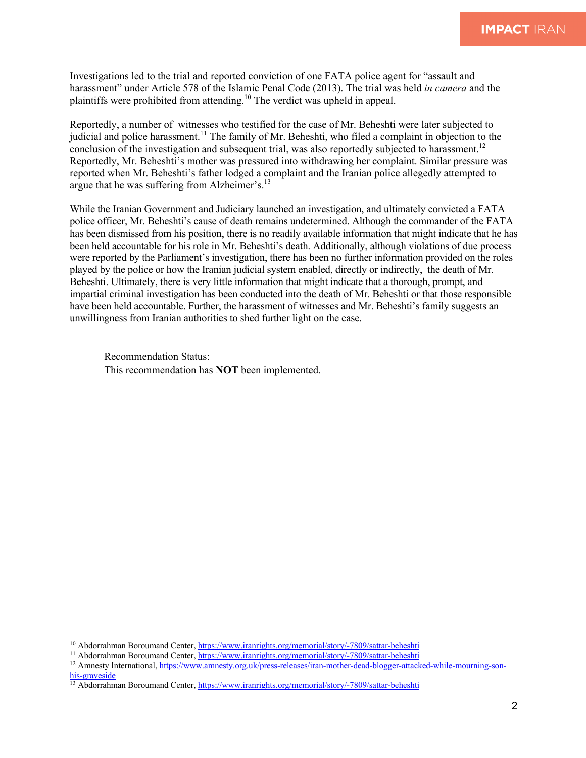Investigations led to the trial and reported conviction of one FATA police agent for "assault and harassment" under Article 578 of the Islamic Penal Code (2013). The trial was held *in camera* and the plaintiffs were prohibited from attending.[10] The verdict was upheld in appeal.

Reportedly, a number of witnesses who testified for the case of Mr. Beheshti were later subjected to judicial and police harassment.[11] The family of Mr. Beheshti, who filed a complaint in objection to the conclusion of the investigation and subsequent trial, was also reportedly subjected to harassment.[12] Reportedly, Mr. Beheshti's mother was pressured into withdrawing her complaint. Similar pressure was reported when Mr. Beheshti's father lodged a complaint and the Iranian police allegedly attempted to argue that he was suffering from Alzheimer's.[13]

While the Iranian Government and Judiciary launched an investigation, and ultimately convicted a FATA police officer, Mr. Beheshti's cause of death remains undetermined. Although the commander of the FATA has been dismissed from his position, there is no readily available information that might indicate that he has been held accountable for his role in Mr. Beheshti's death. Additionally, although violations of due process were reported by the Parliament's investigation, there has been no further information provided on the roles played by the police or how the Iranian judicial system enabled, directly or indirectly, the death of Mr. Beheshti. Ultimately, there is very little information that might indicate that a thorough, prompt, and impartial criminal investigation has been conducted into the death of Mr. Beheshti or that those responsible have been held accountable. Further, the harassment of witnesses and Mr. Beheshti's family suggests an unwillingness from Iranian authorities to shed further light on the case.

Recommendation Status:
This recommendation has **NOT** been implemented.

---

[10] Abdorrahman Boroumand Center, https://www.iranrights.org/memorial/story/-7809/sattar-beheshti
[11] Abdorrahman Boroumand Center, https://www.iranrights.org/memorial/story/-7809/sattar-beheshti
[12] Amnesty International, https://www.amnesty.org.uk/press-releases/iran-mother-dead-blogger-attacked-while-mourning-son-his-graveside
[13] Abdorrahman Boroumand Center, https://www.iranrights.org/memorial/story/-7809/sattar-beheshti